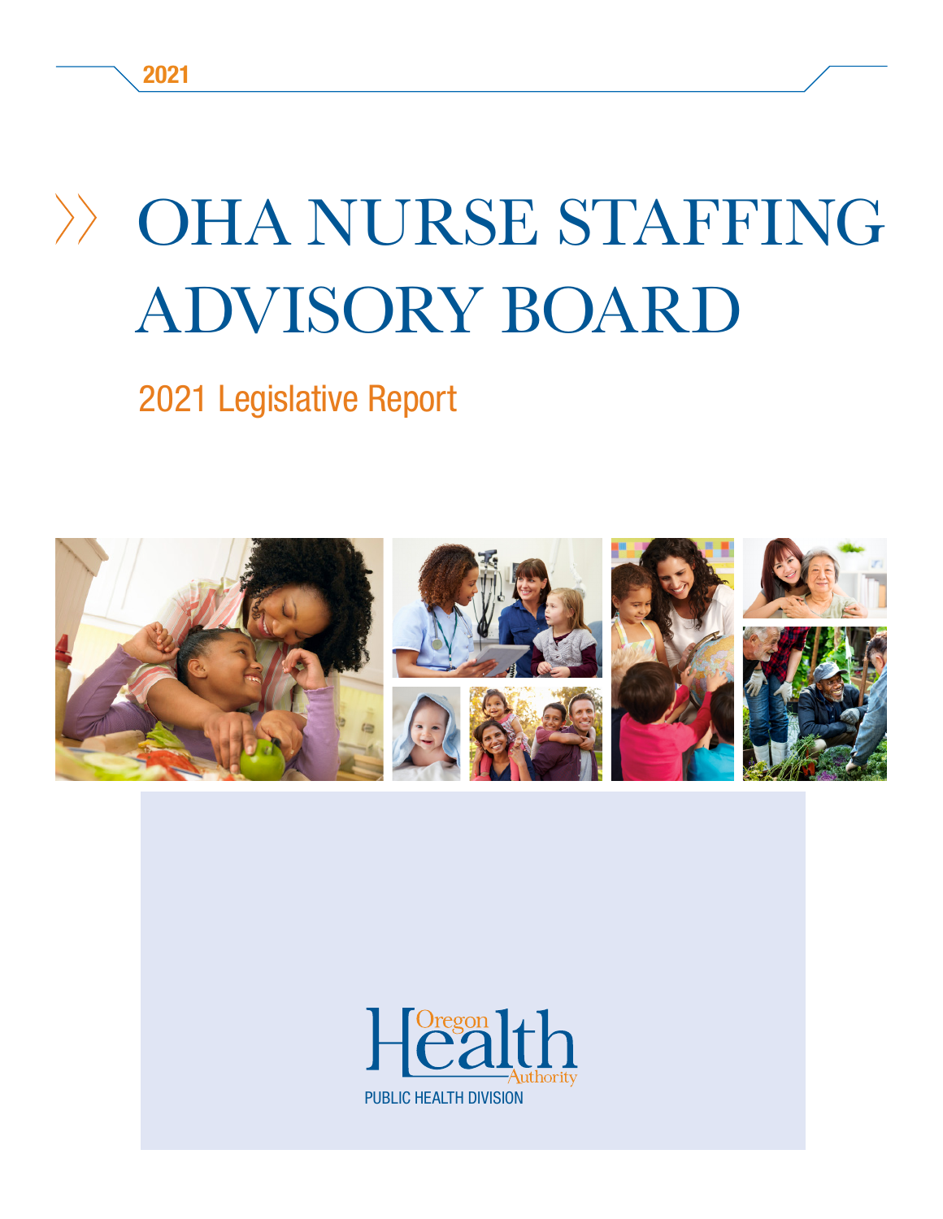2021

# OHA NURSE STAFFING ADVISORY BOARD

## 2021 Legislative Report

Oregon Health Authority

PUBLIC HEALTH DIVISION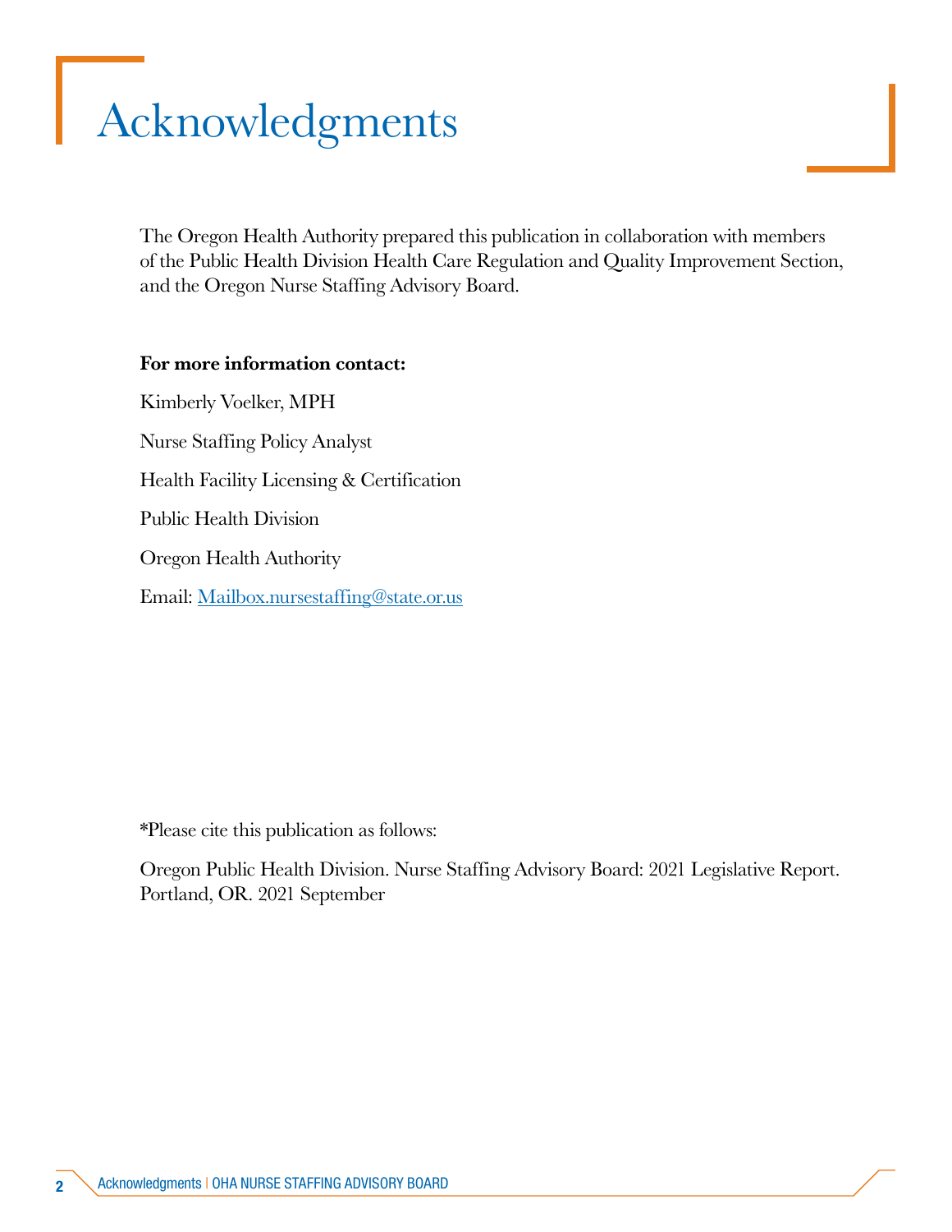# Acknowledgments

The Oregon Health Authority prepared this publication in collaboration with members of the Public Health Division Health Care Regulation and Quality Improvement Section, and the Oregon Nurse Staffing Advisory Board.

**For more information contact:**

Kimberly Voelker, MPH

Nurse Staffing Policy Analyst

Health Facility Licensing & Certification

Public Health Division

Oregon Health Authority

Email: [Mailbox.nursestaffing@state.or.us](mailto:Mailbox.nursestaffing@state.or.us)

*Please cite this publication as follows:

Oregon Public Health Division. Nurse Staffing Advisory Board: 2021 Legislative Report. Portland, OR. 2021 September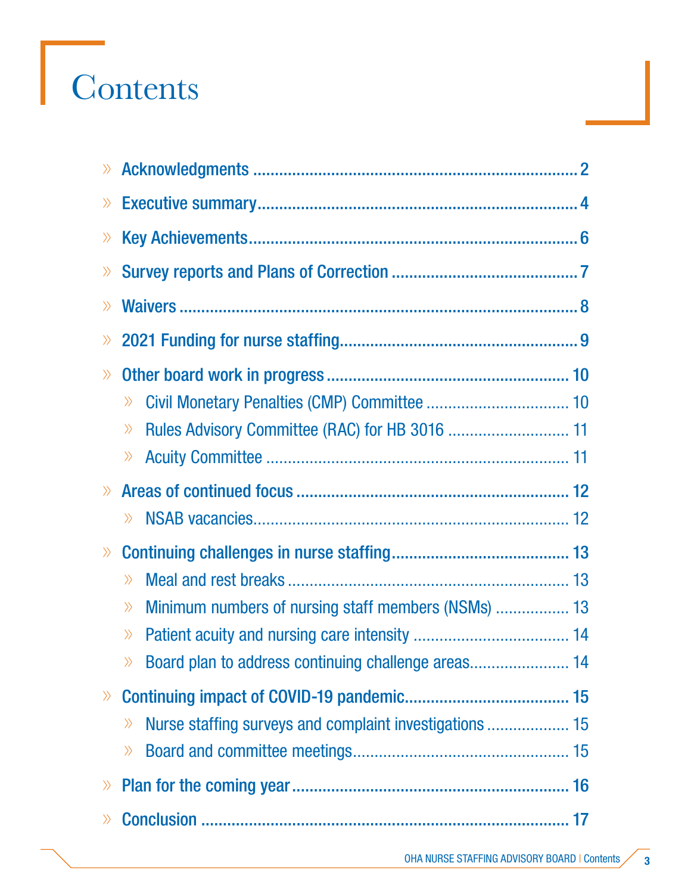# Contents

- Acknowledgments ..... 2
- Executive summary ..... 4
- Key Achievements ..... 6
- Survey reports and Plans of Correction ..... 7
- Waivers ..... 8
- 2021 Funding for nurse staffing ..... 9
- Other board work in progress ..... 10
  - Civil Monetary Penalties (CMP) Committee ..... 10
  - Rules Advisory Committee (RAC) for HB 3016 ..... 11
  - Acuity Committee ..... 11
- Areas of continued focus ..... 12
  - NSAB vacancies ..... 12
- Continuing challenges in nurse staffing ..... 13
  - Meal and rest breaks ..... 13
  - Minimum numbers of nursing staff members (NSMs) ..... 13
  - Patient acuity and nursing care intensity ..... 14
  - Board plan to address continuing challenge areas ..... 14
- Continuing impact of COVID-19 pandemic ..... 15
  - Nurse staffing surveys and complaint investigations ..... 15
  - Board and committee meetings ..... 15
- Plan for the coming year ..... 16
- Conclusion ..... 17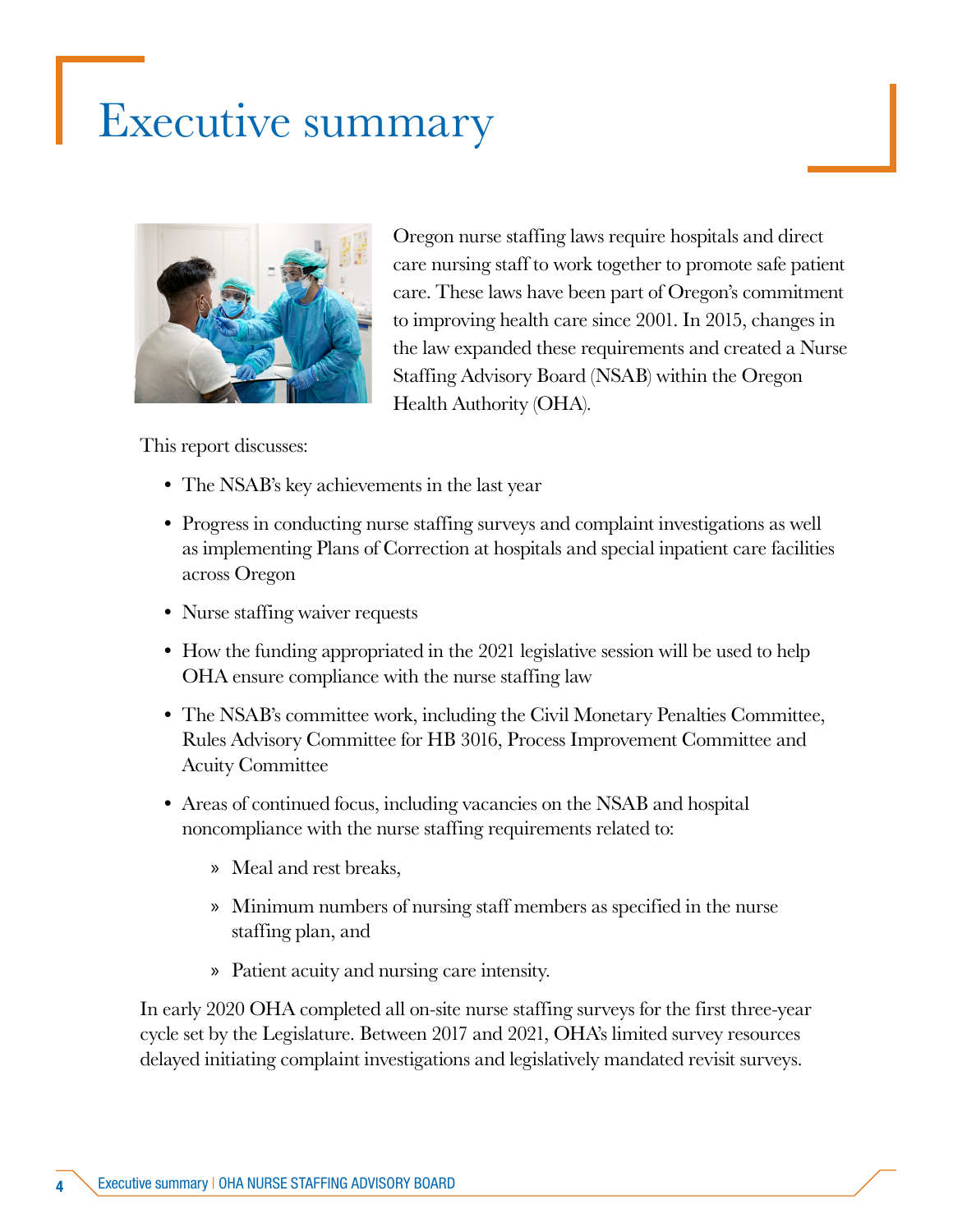# Executive summary

Oregon nurse staffing laws require hospitals and direct care nursing staff to work together to promote safe patient care. These laws have been part of Oregon's commitment to improving health care since 2001. In 2015, changes in the law expanded these requirements and created a Nurse Staffing Advisory Board (NSAB) within the Oregon Health Authority (OHA).

This report discusses:

- The NSAB's key achievements in the last year
- Progress in conducting nurse staffing surveys and complaint investigations as well as implementing Plans of Correction at hospitals and special inpatient care facilities across Oregon
- Nurse staffing waiver requests
- How the funding appropriated in the 2021 legislative session will be used to help OHA ensure compliance with the nurse staffing law
- The NSAB's committee work, including the Civil Monetary Penalties Committee, Rules Advisory Committee for HB 3016, Process Improvement Committee and Acuity Committee
- Areas of continued focus, including vacancies on the NSAB and hospital noncompliance with the nurse staffing requirements related to:
  - Meal and rest breaks,
  - Minimum numbers of nursing staff members as specified in the nurse staffing plan, and
  - Patient acuity and nursing care intensity.

In early 2020 OHA completed all on-site nurse staffing surveys for the first three-year cycle set by the Legislature. Between 2017 and 2021, OHA's limited survey resources delayed initiating complaint investigations and legislatively mandated revisit surveys.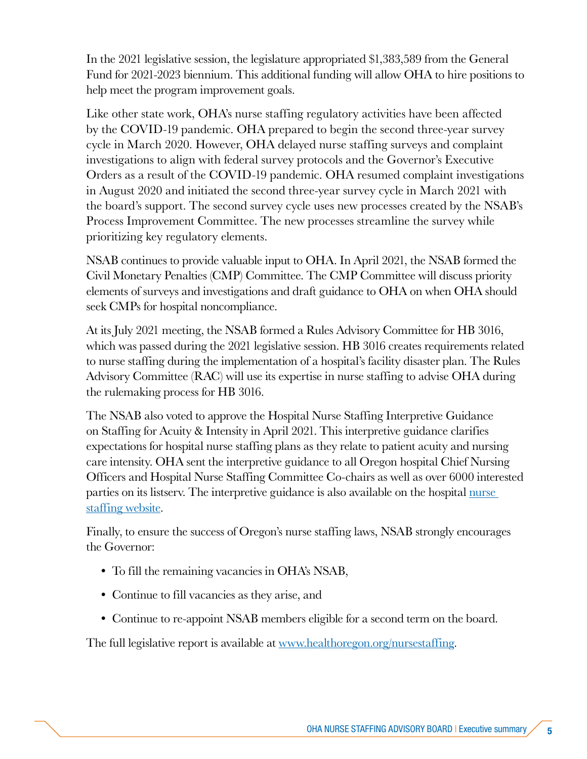In the 2021 legislative session, the legislature appropriated $1,383,589 from the General Fund for 2021-2023 biennium. This additional funding will allow OHA to hire positions to help meet the program improvement goals.

Like other state work, OHA's nurse staffing regulatory activities have been affected by the COVID-19 pandemic. OHA prepared to begin the second three-year survey cycle in March 2020. However, OHA delayed nurse staffing surveys and complaint investigations to align with federal survey protocols and the Governor's Executive Orders as a result of the COVID-19 pandemic. OHA resumed complaint investigations in August 2020 and initiated the second three-year survey cycle in March 2021 with the board's support. The second survey cycle uses new processes created by the NSAB's Process Improvement Committee. The new processes streamline the survey while prioritizing key regulatory elements.

NSAB continues to provide valuable input to OHA. In April 2021, the NSAB formed the Civil Monetary Penalties (CMP) Committee. The CMP Committee will discuss priority elements of surveys and investigations and draft guidance to OHA on when OHA should seek CMPs for hospital noncompliance.

At its July 2021 meeting, the NSAB formed a Rules Advisory Committee for HB 3016, which was passed during the 2021 legislative session. HB 3016 creates requirements related to nurse staffing during the implementation of a hospital's facility disaster plan. The Rules Advisory Committee (RAC) will use its expertise in nurse staffing to advise OHA during the rulemaking process for HB 3016.

The NSAB also voted to approve the Hospital Nurse Staffing Interpretive Guidance on Staffing for Acuity & Intensity in April 2021. This interpretive guidance clarifies expectations for hospital nurse staffing plans as they relate to patient acuity and nursing care intensity. OHA sent the interpretive guidance to all Oregon hospital Chief Nursing Officers and Hospital Nurse Staffing Committee Co-chairs as well as over 6000 interested parties on its listserv. The interpretive guidance is also available on the hospital nurse staffing website.

Finally, to ensure the success of Oregon's nurse staffing laws, NSAB strongly encourages the Governor:

- To fill the remaining vacancies in OHA's NSAB,
- Continue to fill vacancies as they arise, and
- Continue to re-appoint NSAB members eligible for a second term on the board.

The full legislative report is available at www.healthoregon.org/nursestaffing.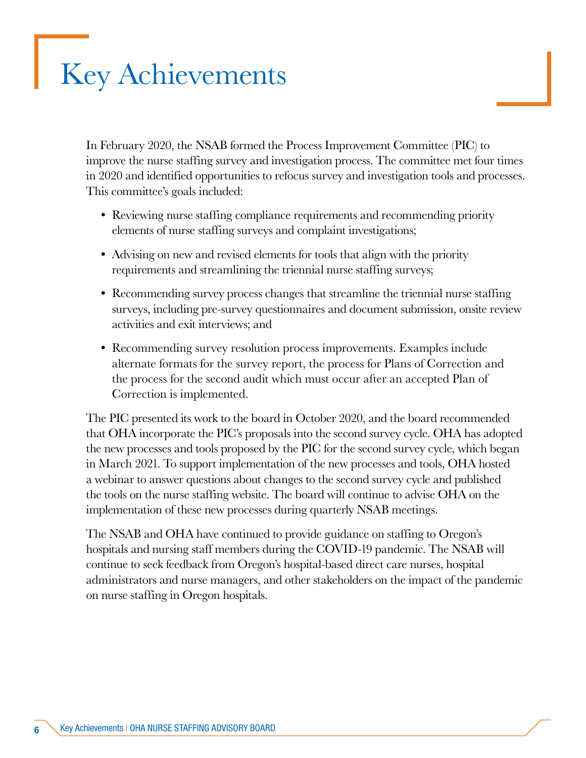# Key Achievements

In February 2020, the NSAB formed the Process Improvement Committee (PIC) to improve the nurse staffing survey and investigation process. The committee met four times in 2020 and identified opportunities to refocus survey and investigation tools and processes. This committee's goals included:

- Reviewing nurse staffing compliance requirements and recommending priority elements of nurse staffing surveys and complaint investigations;
- Advising on new and revised elements for tools that align with the priority requirements and streamlining the triennial nurse staffing surveys;
- Recommending survey process changes that streamline the triennial nurse staffing surveys, including pre-survey questionnaires and document submission, onsite review activities and exit interviews; and
- Recommending survey resolution process improvements. Examples include alternate formats for the survey report, the process for Plans of Correction and the process for the second audit which must occur after an accepted Plan of Correction is implemented.

The PIC presented its work to the board in October 2020, and the board recommended that OHA incorporate the PIC's proposals into the second survey cycle. OHA has adopted the new processes and tools proposed by the PIC for the second survey cycle, which began in March 2021. To support implementation of the new processes and tools, OHA hosted a webinar to answer questions about changes to the second survey cycle and published the tools on the nurse staffing website. The board will continue to advise OHA on the implementation of these new processes during quarterly NSAB meetings.

The NSAB and OHA have continued to provide guidance on staffing to Oregon's hospitals and nursing staff members during the COVID-19 pandemic. The NSAB will continue to seek feedback from Oregon's hospital-based direct care nurses, hospital administrators and nurse managers, and other stakeholders on the impact of the pandemic on nurse staffing in Oregon hospitals.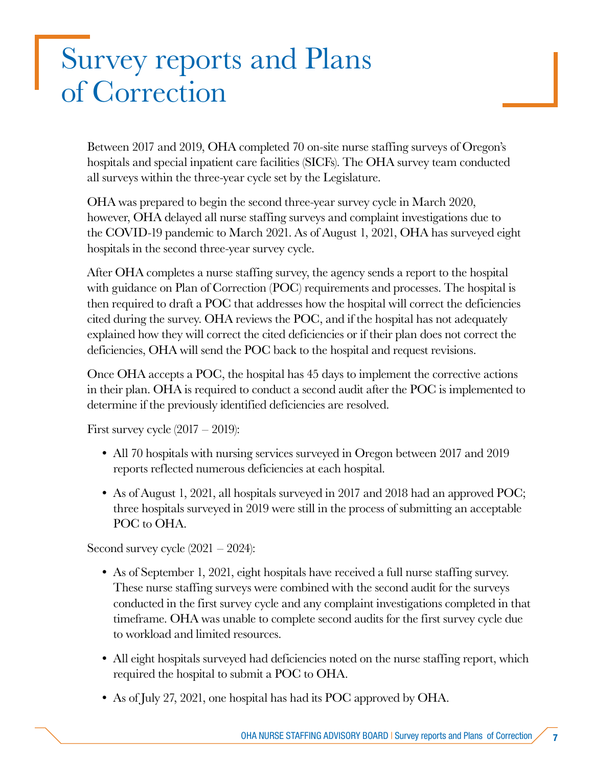# Survey reports and Plans of Correction

Between 2017 and 2019, OHA completed 70 on-site nurse staffing surveys of Oregon's hospitals and special inpatient care facilities (SICFs). The OHA survey team conducted all surveys within the three-year cycle set by the Legislature.

OHA was prepared to begin the second three-year survey cycle in March 2020, however, OHA delayed all nurse staffing surveys and complaint investigations due to the COVID-19 pandemic to March 2021. As of August 1, 2021, OHA has surveyed eight hospitals in the second three-year survey cycle.

After OHA completes a nurse staffing survey, the agency sends a report to the hospital with guidance on Plan of Correction (POC) requirements and processes. The hospital is then required to draft a POC that addresses how the hospital will correct the deficiencies cited during the survey. OHA reviews the POC, and if the hospital has not adequately explained how they will correct the cited deficiencies or if their plan does not correct the deficiencies, OHA will send the POC back to the hospital and request revisions.

Once OHA accepts a POC, the hospital has 45 days to implement the corrective actions in their plan. OHA is required to conduct a second audit after the POC is implemented to determine if the previously identified deficiencies are resolved.

First survey cycle (2017 – 2019):

- All 70 hospitals with nursing services surveyed in Oregon between 2017 and 2019 reports reflected numerous deficiencies at each hospital.
- As of August 1, 2021, all hospitals surveyed in 2017 and 2018 had an approved POC; three hospitals surveyed in 2019 were still in the process of submitting an acceptable POC to OHA.

Second survey cycle (2021 – 2024):

- As of September 1, 2021, eight hospitals have received a full nurse staffing survey. These nurse staffing surveys were combined with the second audit for the surveys conducted in the first survey cycle and any complaint investigations completed in that timeframe. OHA was unable to complete second audits for the first survey cycle due to workload and limited resources.
- All eight hospitals surveyed had deficiencies noted on the nurse staffing report, which required the hospital to submit a POC to OHA.
- As of July 27, 2021, one hospital has had its POC approved by OHA.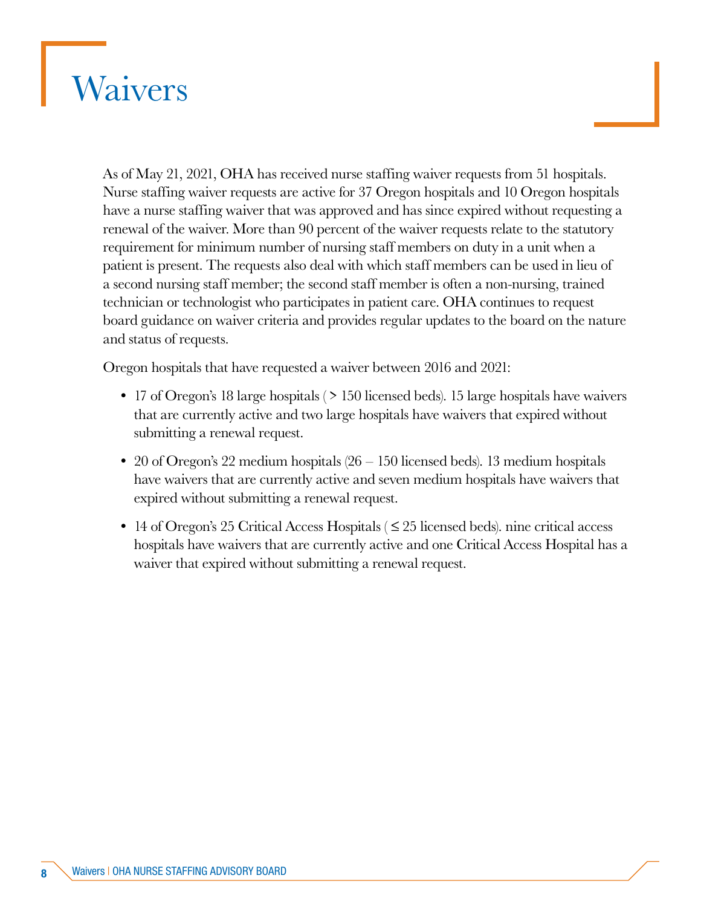# Waivers

As of May 21, 2021, OHA has received nurse staffing waiver requests from 51 hospitals. Nurse staffing waiver requests are active for 37 Oregon hospitals and 10 Oregon hospitals have a nurse staffing waiver that was approved and has since expired without requesting a renewal of the waiver. More than 90 percent of the waiver requests relate to the statutory requirement for minimum number of nursing staff members on duty in a unit when a patient is present. The requests also deal with which staff members can be used in lieu of a second nursing staff member; the second staff member is often a non-nursing, trained technician or technologist who participates in patient care. OHA continues to request board guidance on waiver criteria and provides regular updates to the board on the nature and status of requests.

Oregon hospitals that have requested a waiver between 2016 and 2021:

- 17 of Oregon's 18 large hospitals ( > 150 licensed beds). 15 large hospitals have waivers that are currently active and two large hospitals have waivers that expired without submitting a renewal request.
- 20 of Oregon's 22 medium hospitals (26 – 150 licensed beds). 13 medium hospitals have waivers that are currently active and seven medium hospitals have waivers that expired without submitting a renewal request.
- 14 of Oregon's 25 Critical Access Hospitals ( ≤ 25 licensed beds). nine critical access hospitals have waivers that are currently active and one Critical Access Hospital has a waiver that expired without submitting a renewal request.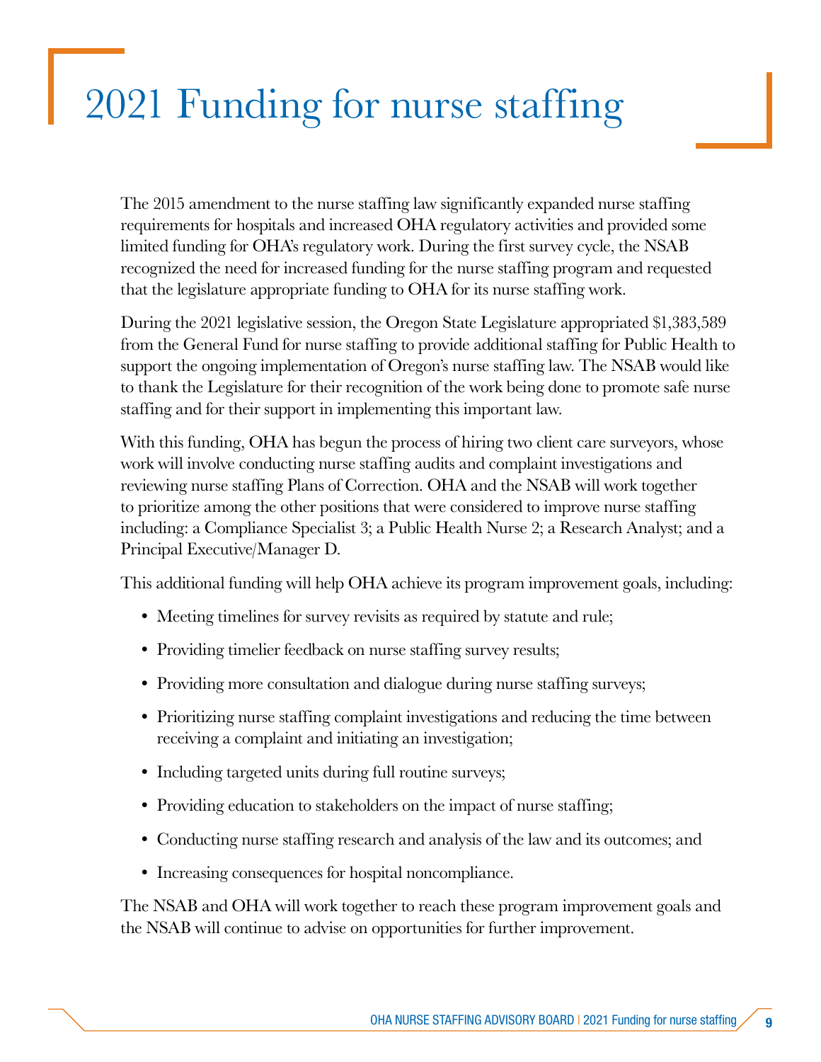# 2021 Funding for nurse staffing

The 2015 amendment to the nurse staffing law significantly expanded nurse staffing requirements for hospitals and increased OHA regulatory activities and provided some limited funding for OHA's regulatory work. During the first survey cycle, the NSAB recognized the need for increased funding for the nurse staffing program and requested that the legislature appropriate funding to OHA for its nurse staffing work.

During the 2021 legislative session, the Oregon State Legislature appropriated $1,383,589 from the General Fund for nurse staffing to provide additional staffing for Public Health to support the ongoing implementation of Oregon's nurse staffing law. The NSAB would like to thank the Legislature for their recognition of the work being done to promote safe nurse staffing and for their support in implementing this important law.

With this funding, OHA has begun the process of hiring two client care surveyors, whose work will involve conducting nurse staffing audits and complaint investigations and reviewing nurse staffing Plans of Correction. OHA and the NSAB will work together to prioritize among the other positions that were considered to improve nurse staffing including: a Compliance Specialist 3; a Public Health Nurse 2; a Research Analyst; and a Principal Executive/Manager D.

This additional funding will help OHA achieve its program improvement goals, including:

- Meeting timelines for survey revisits as required by statute and rule;
- Providing timelier feedback on nurse staffing survey results;
- Providing more consultation and dialogue during nurse staffing surveys;
- Prioritizing nurse staffing complaint investigations and reducing the time between receiving a complaint and initiating an investigation;
- Including targeted units during full routine surveys;
- Providing education to stakeholders on the impact of nurse staffing;
- Conducting nurse staffing research and analysis of the law and its outcomes; and
- Increasing consequences for hospital noncompliance.

The NSAB and OHA will work together to reach these program improvement goals and the NSAB will continue to advise on opportunities for further improvement.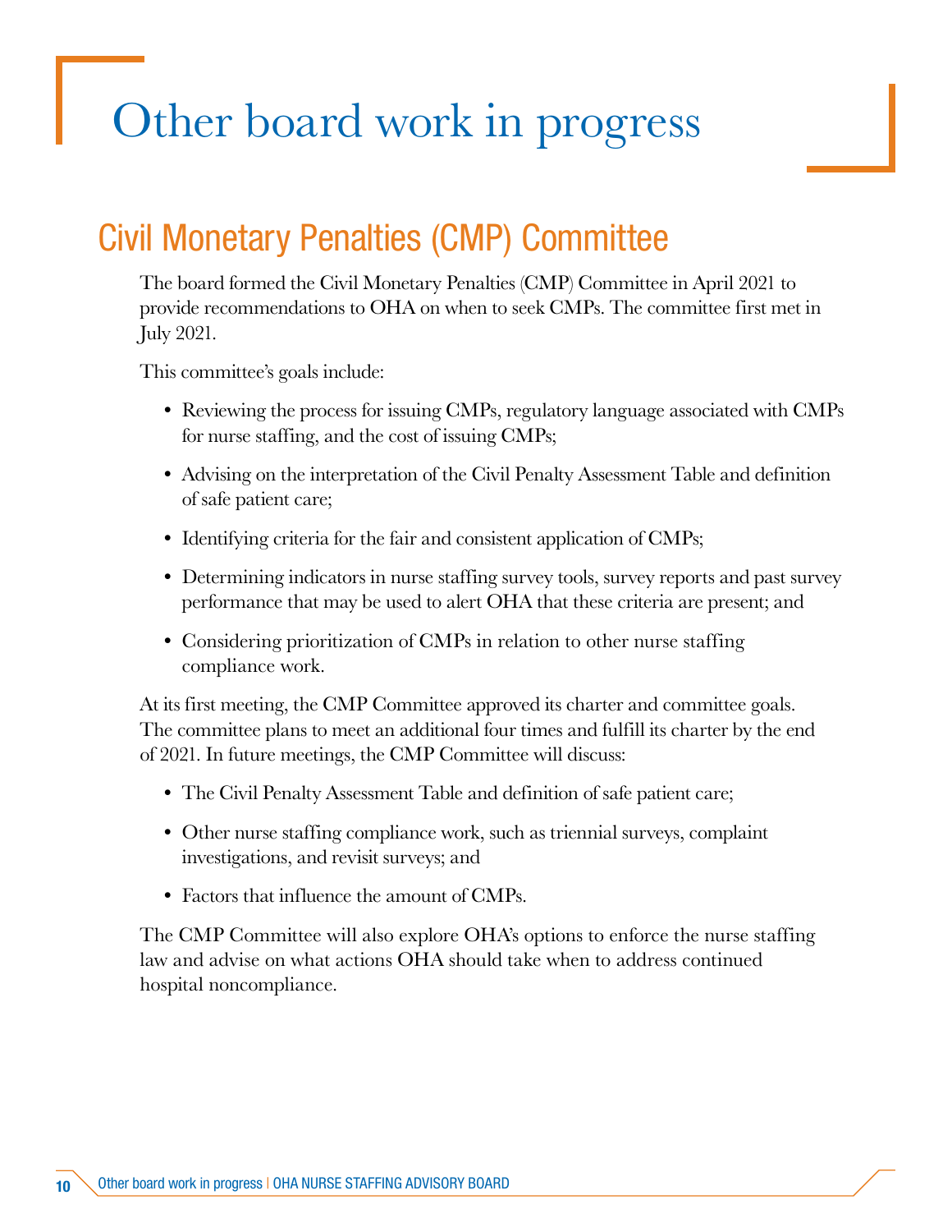# Other board work in progress

## Civil Monetary Penalties (CMP) Committee

The board formed the Civil Monetary Penalties (CMP) Committee in April 2021 to provide recommendations to OHA on when to seek CMPs. The committee first met in July 2021.

This committee's goals include:

- Reviewing the process for issuing CMPs, regulatory language associated with CMPs for nurse staffing, and the cost of issuing CMPs;
- Advising on the interpretation of the Civil Penalty Assessment Table and definition of safe patient care;
- Identifying criteria for the fair and consistent application of CMPs;
- Determining indicators in nurse staffing survey tools, survey reports and past survey performance that may be used to alert OHA that these criteria are present; and
- Considering prioritization of CMPs in relation to other nurse staffing compliance work.

At its first meeting, the CMP Committee approved its charter and committee goals. The committee plans to meet an additional four times and fulfill its charter by the end of 2021. In future meetings, the CMP Committee will discuss:

- The Civil Penalty Assessment Table and definition of safe patient care;
- Other nurse staffing compliance work, such as triennial surveys, complaint investigations, and revisit surveys; and
- Factors that influence the amount of CMPs.

The CMP Committee will also explore OHA's options to enforce the nurse staffing law and advise on what actions OHA should take when to address continued hospital noncompliance.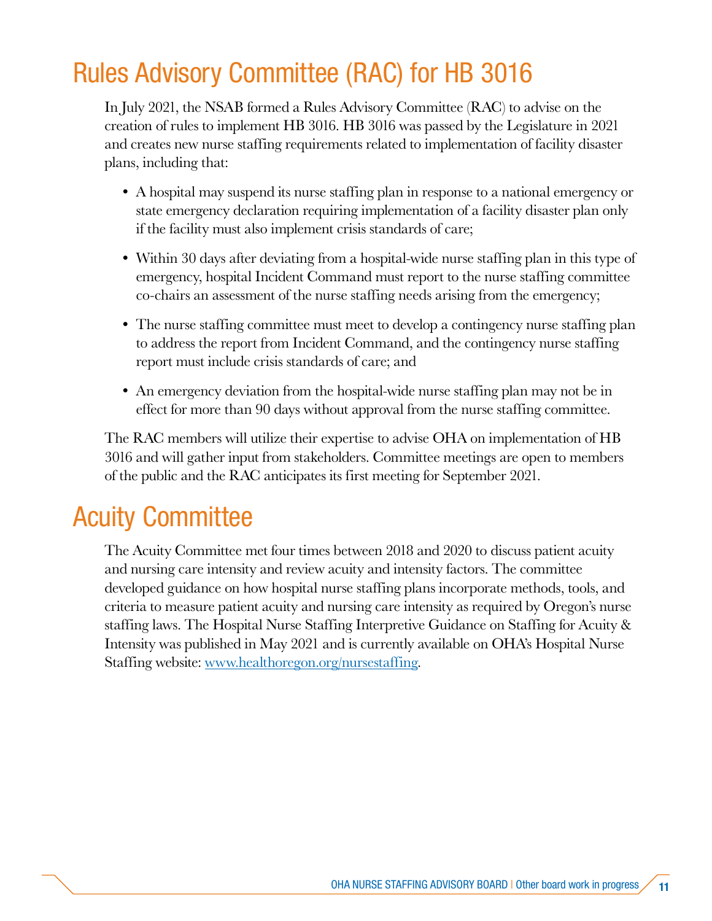# Rules Advisory Committee (RAC) for HB 3016

In July 2021, the NSAB formed a Rules Advisory Committee (RAC) to advise on the creation of rules to implement HB 3016. HB 3016 was passed by the Legislature in 2021 and creates new nurse staffing requirements related to implementation of facility disaster plans, including that:

- A hospital may suspend its nurse staffing plan in response to a national emergency or state emergency declaration requiring implementation of a facility disaster plan only if the facility must also implement crisis standards of care;
- Within 30 days after deviating from a hospital-wide nurse staffing plan in this type of emergency, hospital Incident Command must report to the nurse staffing committee co-chairs an assessment of the nurse staffing needs arising from the emergency;
- The nurse staffing committee must meet to develop a contingency nurse staffing plan to address the report from Incident Command, and the contingency nurse staffing report must include crisis standards of care; and
- An emergency deviation from the hospital-wide nurse staffing plan may not be in effect for more than 90 days without approval from the nurse staffing committee.

The RAC members will utilize their expertise to advise OHA on implementation of HB 3016 and will gather input from stakeholders. Committee meetings are open to members of the public and the RAC anticipates its first meeting for September 2021.

# Acuity Committee

The Acuity Committee met four times between 2018 and 2020 to discuss patient acuity and nursing care intensity and review acuity and intensity factors. The committee developed guidance on how hospital nurse staffing plans incorporate methods, tools, and criteria to measure patient acuity and nursing care intensity as required by Oregon's nurse staffing laws. The Hospital Nurse Staffing Interpretive Guidance on Staffing for Acuity & Intensity was published in May 2021 and is currently available on OHA's Hospital Nurse Staffing website: [www.healthoregon.org/nursestaffing](http://www.healthoregon.org/nursestaffing).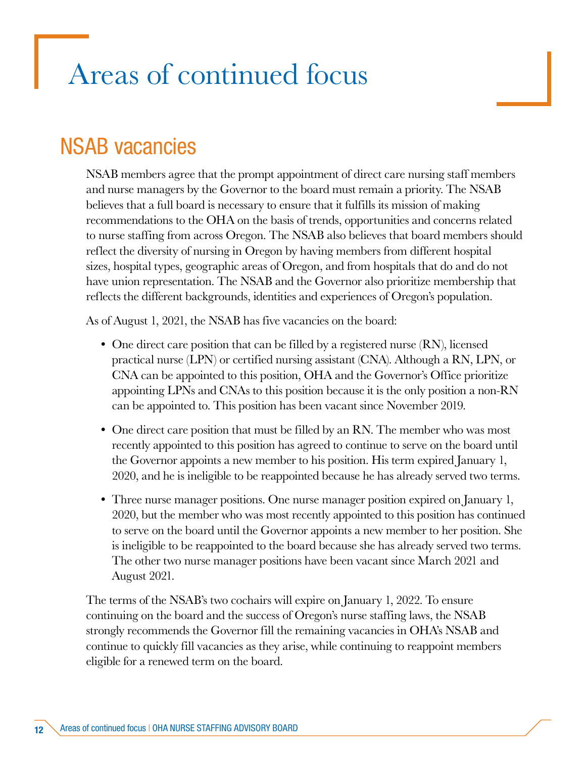# Areas of continued focus

## NSAB vacancies

NSAB members agree that the prompt appointment of direct care nursing staff members and nurse managers by the Governor to the board must remain a priority. The NSAB believes that a full board is necessary to ensure that it fulfills its mission of making recommendations to the OHA on the basis of trends, opportunities and concerns related to nurse staffing from across Oregon. The NSAB also believes that board members should reflect the diversity of nursing in Oregon by having members from different hospital sizes, hospital types, geographic areas of Oregon, and from hospitals that do and do not have union representation. The NSAB and the Governor also prioritize membership that reflects the different backgrounds, identities and experiences of Oregon's population.

As of August 1, 2021, the NSAB has five vacancies on the board:

- One direct care position that can be filled by a registered nurse (RN), licensed practical nurse (LPN) or certified nursing assistant (CNA). Although a RN, LPN, or CNA can be appointed to this position, OHA and the Governor's Office prioritize appointing LPNs and CNAs to this position because it is the only position a non-RN can be appointed to. This position has been vacant since November 2019.
- One direct care position that must be filled by an RN. The member who was most recently appointed to this position has agreed to continue to serve on the board until the Governor appoints a new member to his position. His term expired January 1, 2020, and he is ineligible to be reappointed because he has already served two terms.
- Three nurse manager positions. One nurse manager position expired on January 1, 2020, but the member who was most recently appointed to this position has continued to serve on the board until the Governor appoints a new member to her position. She is ineligible to be reappointed to the board because she has already served two terms. The other two nurse manager positions have been vacant since March 2021 and August 2021.

The terms of the NSAB's two cochairs will expire on January 1, 2022. To ensure continuing on the board and the success of Oregon's nurse staffing laws, the NSAB strongly recommends the Governor fill the remaining vacancies in OHA's NSAB and continue to quickly fill vacancies as they arise, while continuing to reappoint members eligible for a renewed term on the board.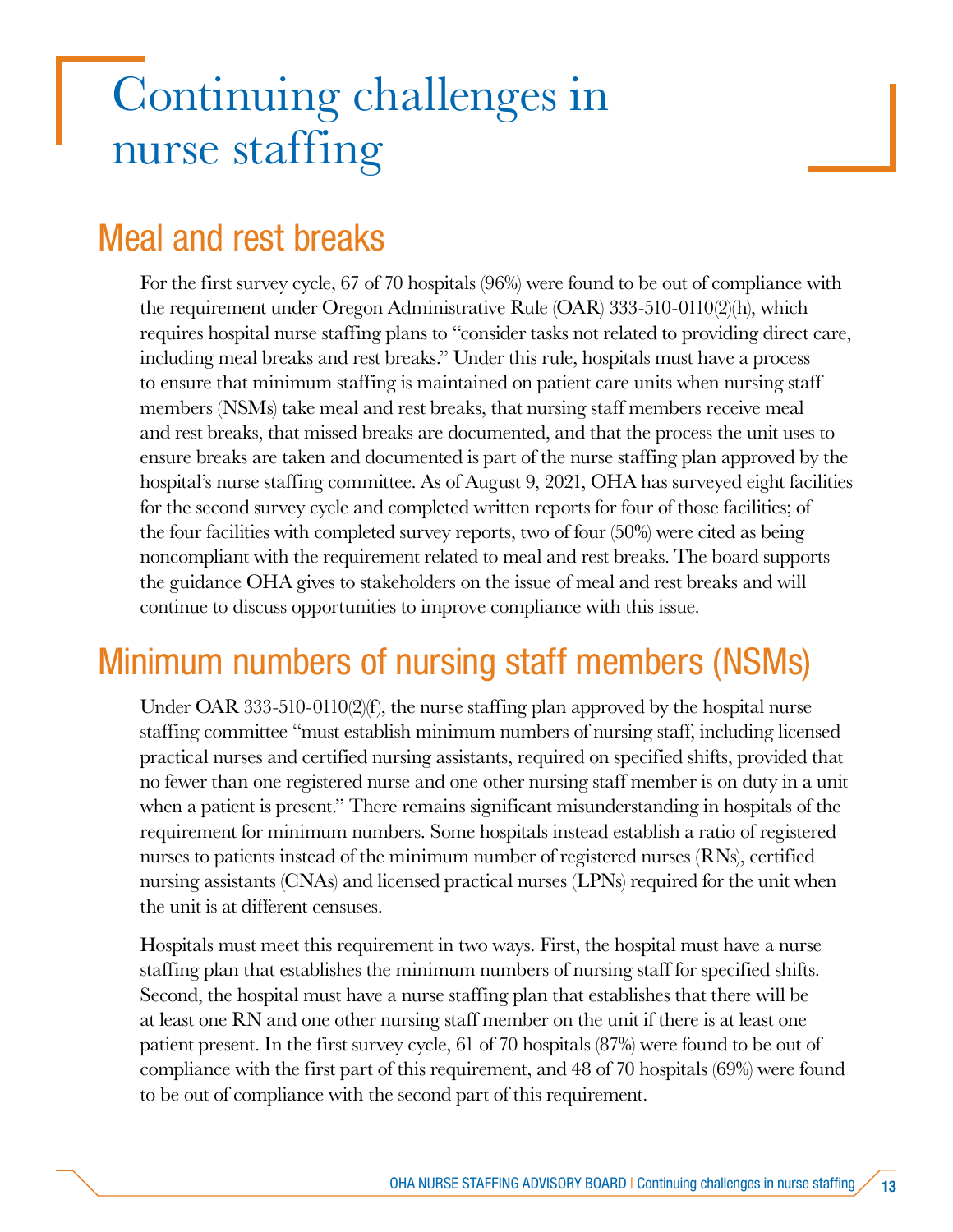# Continuing challenges in nurse staffing

## Meal and rest breaks

For the first survey cycle, 67 of 70 hospitals (96%) were found to be out of compliance with the requirement under Oregon Administrative Rule (OAR) 333-510-0110(2)(h), which requires hospital nurse staffing plans to "consider tasks not related to providing direct care, including meal breaks and rest breaks." Under this rule, hospitals must have a process to ensure that minimum staffing is maintained on patient care units when nursing staff members (NSMs) take meal and rest breaks, that nursing staff members receive meal and rest breaks, that missed breaks are documented, and that the process the unit uses to ensure breaks are taken and documented is part of the nurse staffing plan approved by the hospital's nurse staffing committee. As of August 9, 2021, OHA has surveyed eight facilities for the second survey cycle and completed written reports for four of those facilities; of the four facilities with completed survey reports, two of four (50%) were cited as being noncompliant with the requirement related to meal and rest breaks. The board supports the guidance OHA gives to stakeholders on the issue of meal and rest breaks and will continue to discuss opportunities to improve compliance with this issue.

## Minimum numbers of nursing staff members (NSMs)

Under OAR 333-510-0110(2)(f), the nurse staffing plan approved by the hospital nurse staffing committee "must establish minimum numbers of nursing staff, including licensed practical nurses and certified nursing assistants, required on specified shifts, provided that no fewer than one registered nurse and one other nursing staff member is on duty in a unit when a patient is present." There remains significant misunderstanding in hospitals of the requirement for minimum numbers. Some hospitals instead establish a ratio of registered nurses to patients instead of the minimum number of registered nurses (RNs), certified nursing assistants (CNAs) and licensed practical nurses (LPNs) required for the unit when the unit is at different censuses.

Hospitals must meet this requirement in two ways. First, the hospital must have a nurse staffing plan that establishes the minimum numbers of nursing staff for specified shifts. Second, the hospital must have a nurse staffing plan that establishes that there will be at least one RN and one other nursing staff member on the unit if there is at least one patient present. In the first survey cycle, 61 of 70 hospitals (87%) were found to be out of compliance with the first part of this requirement, and 48 of 70 hospitals (69%) were found to be out of compliance with the second part of this requirement.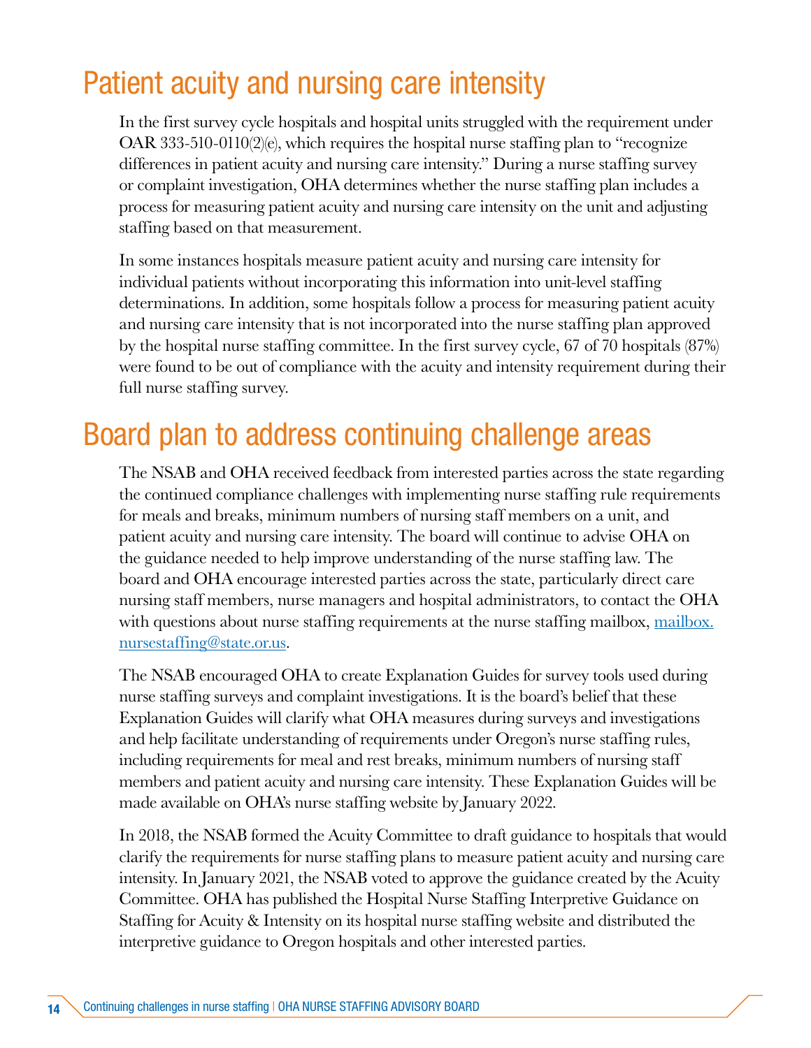## Patient acuity and nursing care intensity

In the first survey cycle hospitals and hospital units struggled with the requirement under OAR 333-510-0110(2)(e), which requires the hospital nurse staffing plan to "recognize differences in patient acuity and nursing care intensity." During a nurse staffing survey or complaint investigation, OHA determines whether the nurse staffing plan includes a process for measuring patient acuity and nursing care intensity on the unit and adjusting staffing based on that measurement.

In some instances hospitals measure patient acuity and nursing care intensity for individual patients without incorporating this information into unit-level staffing determinations. In addition, some hospitals follow a process for measuring patient acuity and nursing care intensity that is not incorporated into the nurse staffing plan approved by the hospital nurse staffing committee. In the first survey cycle, 67 of 70 hospitals (87%) were found to be out of compliance with the acuity and intensity requirement during their full nurse staffing survey.

## Board plan to address continuing challenge areas

The NSAB and OHA received feedback from interested parties across the state regarding the continued compliance challenges with implementing nurse staffing rule requirements for meals and breaks, minimum numbers of nursing staff members on a unit, and patient acuity and nursing care intensity. The board will continue to advise OHA on the guidance needed to help improve understanding of the nurse staffing law. The board and OHA encourage interested parties across the state, particularly direct care nursing staff members, nurse managers and hospital administrators, to contact the OHA with questions about nurse staffing requirements at the nurse staffing mailbox, [mailbox.nursestaffing@state.or.us](mailto:mailbox.nursestaffing@state.or.us).

The NSAB encouraged OHA to create Explanation Guides for survey tools used during nurse staffing surveys and complaint investigations. It is the board's belief that these Explanation Guides will clarify what OHA measures during surveys and investigations and help facilitate understanding of requirements under Oregon's nurse staffing rules, including requirements for meal and rest breaks, minimum numbers of nursing staff members and patient acuity and nursing care intensity. These Explanation Guides will be made available on OHA's nurse staffing website by January 2022.

In 2018, the NSAB formed the Acuity Committee to draft guidance to hospitals that would clarify the requirements for nurse staffing plans to measure patient acuity and nursing care intensity. In January 2021, the NSAB voted to approve the guidance created by the Acuity Committee. OHA has published the Hospital Nurse Staffing Interpretive Guidance on Staffing for Acuity & Intensity on its hospital nurse staffing website and distributed the interpretive guidance to Oregon hospitals and other interested parties.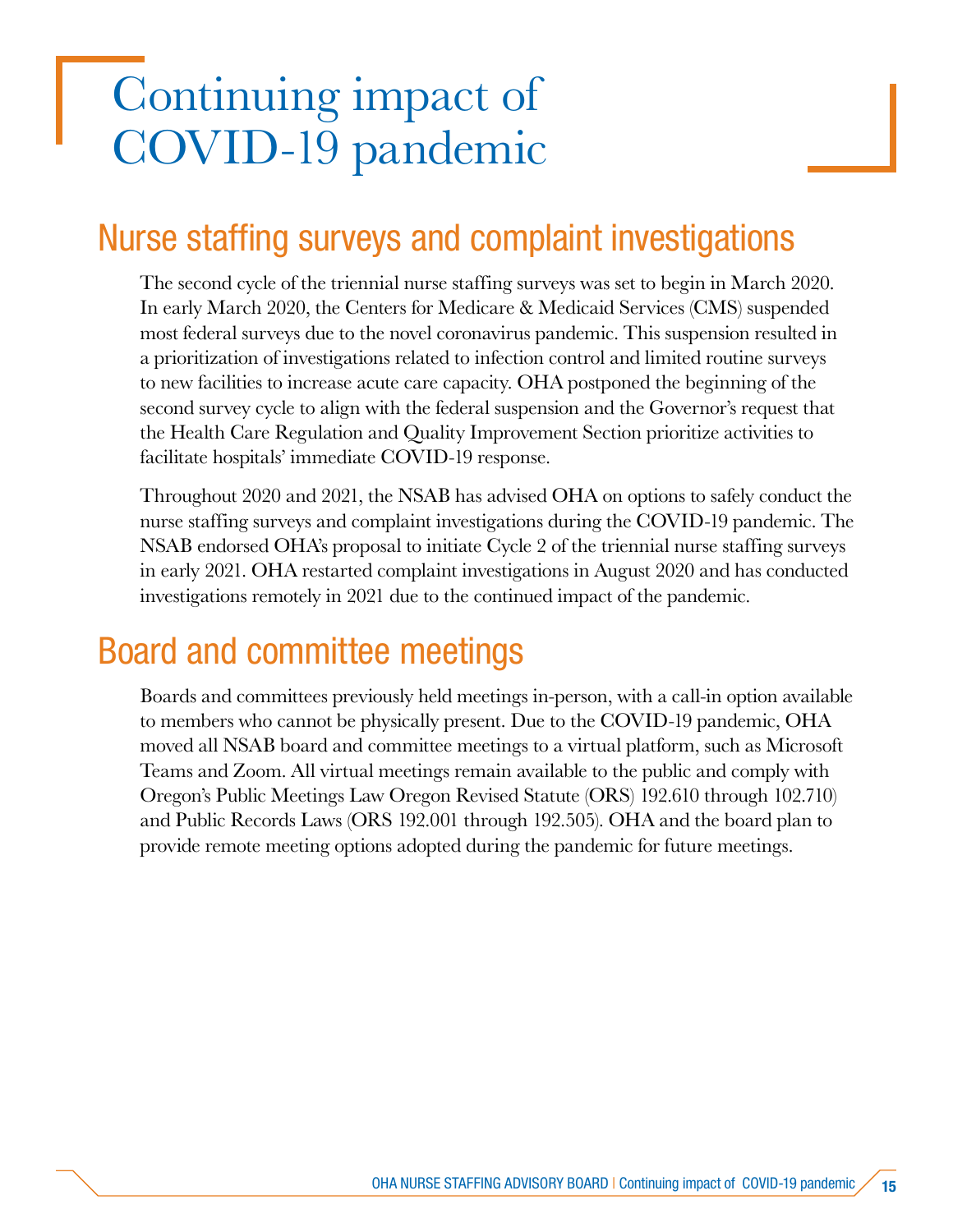# Continuing impact of COVID-19 pandemic

## Nurse staffing surveys and complaint investigations

The second cycle of the triennial nurse staffing surveys was set to begin in March 2020. In early March 2020, the Centers for Medicare & Medicaid Services (CMS) suspended most federal surveys due to the novel coronavirus pandemic. This suspension resulted in a prioritization of investigations related to infection control and limited routine surveys to new facilities to increase acute care capacity. OHA postponed the beginning of the second survey cycle to align with the federal suspension and the Governor's request that the Health Care Regulation and Quality Improvement Section prioritize activities to facilitate hospitals' immediate COVID-19 response.

Throughout 2020 and 2021, the NSAB has advised OHA on options to safely conduct the nurse staffing surveys and complaint investigations during the COVID-19 pandemic. The NSAB endorsed OHA's proposal to initiate Cycle 2 of the triennial nurse staffing surveys in early 2021. OHA restarted complaint investigations in August 2020 and has conducted investigations remotely in 2021 due to the continued impact of the pandemic.

## Board and committee meetings

Boards and committees previously held meetings in-person, with a call-in option available to members who cannot be physically present. Due to the COVID-19 pandemic, OHA moved all NSAB board and committee meetings to a virtual platform, such as Microsoft Teams and Zoom. All virtual meetings remain available to the public and comply with Oregon's Public Meetings Law Oregon Revised Statute (ORS) 192.610 through 102.710) and Public Records Laws (ORS 192.001 through 192.505). OHA and the board plan to provide remote meeting options adopted during the pandemic for future meetings.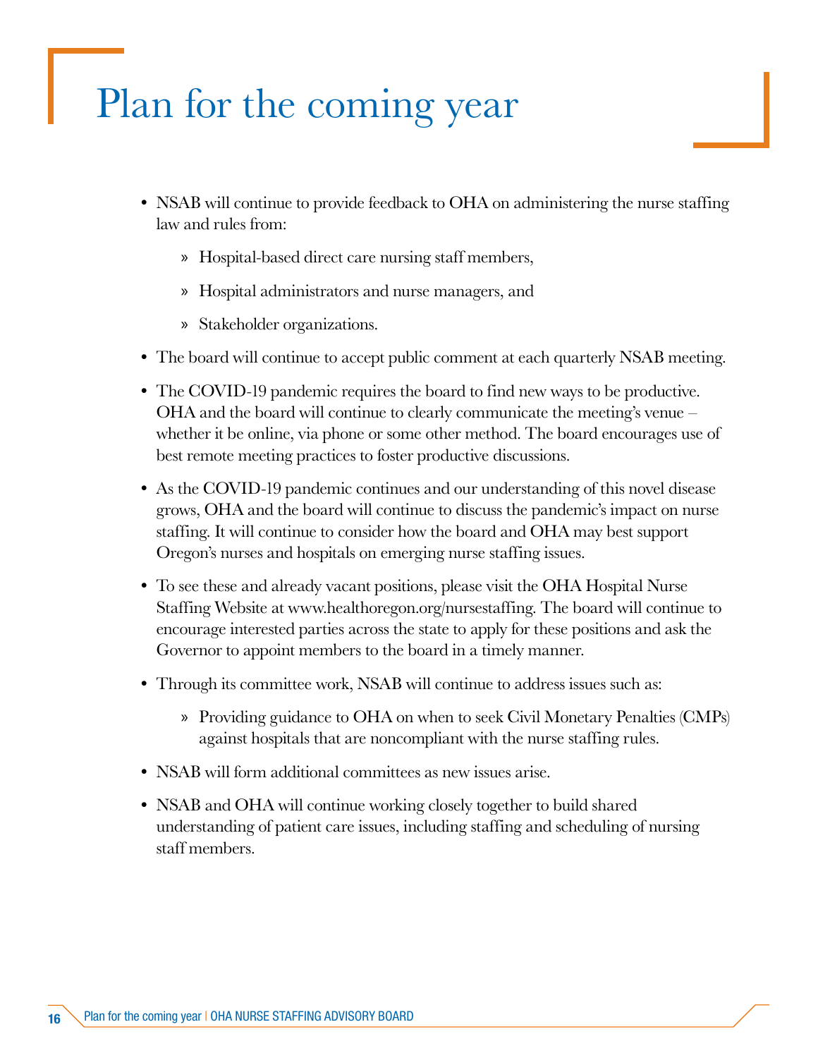# Plan for the coming year

- NSAB will continue to provide feedback to OHA on administering the nurse staffing law and rules from:
  - Hospital-based direct care nursing staff members,
  - Hospital administrators and nurse managers, and
  - Stakeholder organizations.
- The board will continue to accept public comment at each quarterly NSAB meeting.
- The COVID-19 pandemic requires the board to find new ways to be productive. OHA and the board will continue to clearly communicate the meeting's venue – whether it be online, via phone or some other method. The board encourages use of best remote meeting practices to foster productive discussions.
- As the COVID-19 pandemic continues and our understanding of this novel disease grows, OHA and the board will continue to discuss the pandemic's impact on nurse staffing. It will continue to consider how the board and OHA may best support Oregon's nurses and hospitals on emerging nurse staffing issues.
- To see these and already vacant positions, please visit the OHA Hospital Nurse Staffing Website at www.healthoregon.org/nursestaffing. The board will continue to encourage interested parties across the state to apply for these positions and ask the Governor to appoint members to the board in a timely manner.
- Through its committee work, NSAB will continue to address issues such as:
  - Providing guidance to OHA on when to seek Civil Monetary Penalties (CMPs) against hospitals that are noncompliant with the nurse staffing rules.
- NSAB will form additional committees as new issues arise.
- NSAB and OHA will continue working closely together to build shared understanding of patient care issues, including staffing and scheduling of nursing staff members.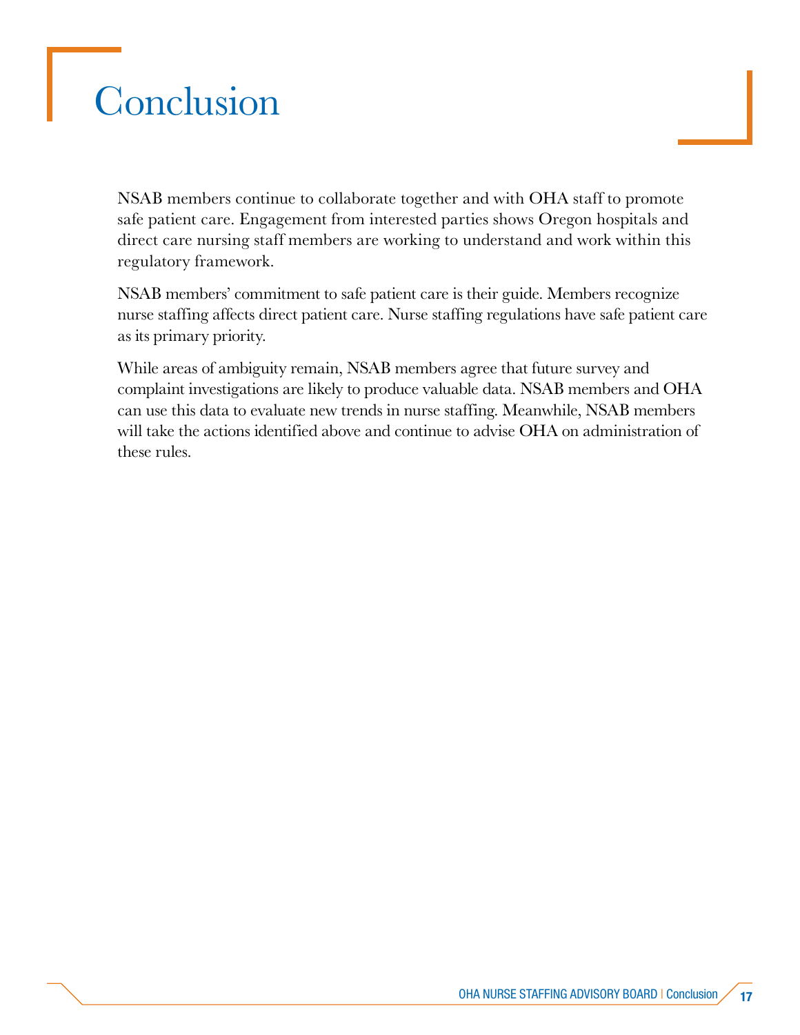# Conclusion

NSAB members continue to collaborate together and with OHA staff to promote safe patient care. Engagement from interested parties shows Oregon hospitals and direct care nursing staff members are working to understand and work within this regulatory framework.

NSAB members' commitment to safe patient care is their guide. Members recognize nurse staffing affects direct patient care. Nurse staffing regulations have safe patient care as its primary priority.

While areas of ambiguity remain, NSAB members agree that future survey and complaint investigations are likely to produce valuable data. NSAB members and OHA can use this data to evaluate new trends in nurse staffing. Meanwhile, NSAB members will take the actions identified above and continue to advise OHA on administration of these rules.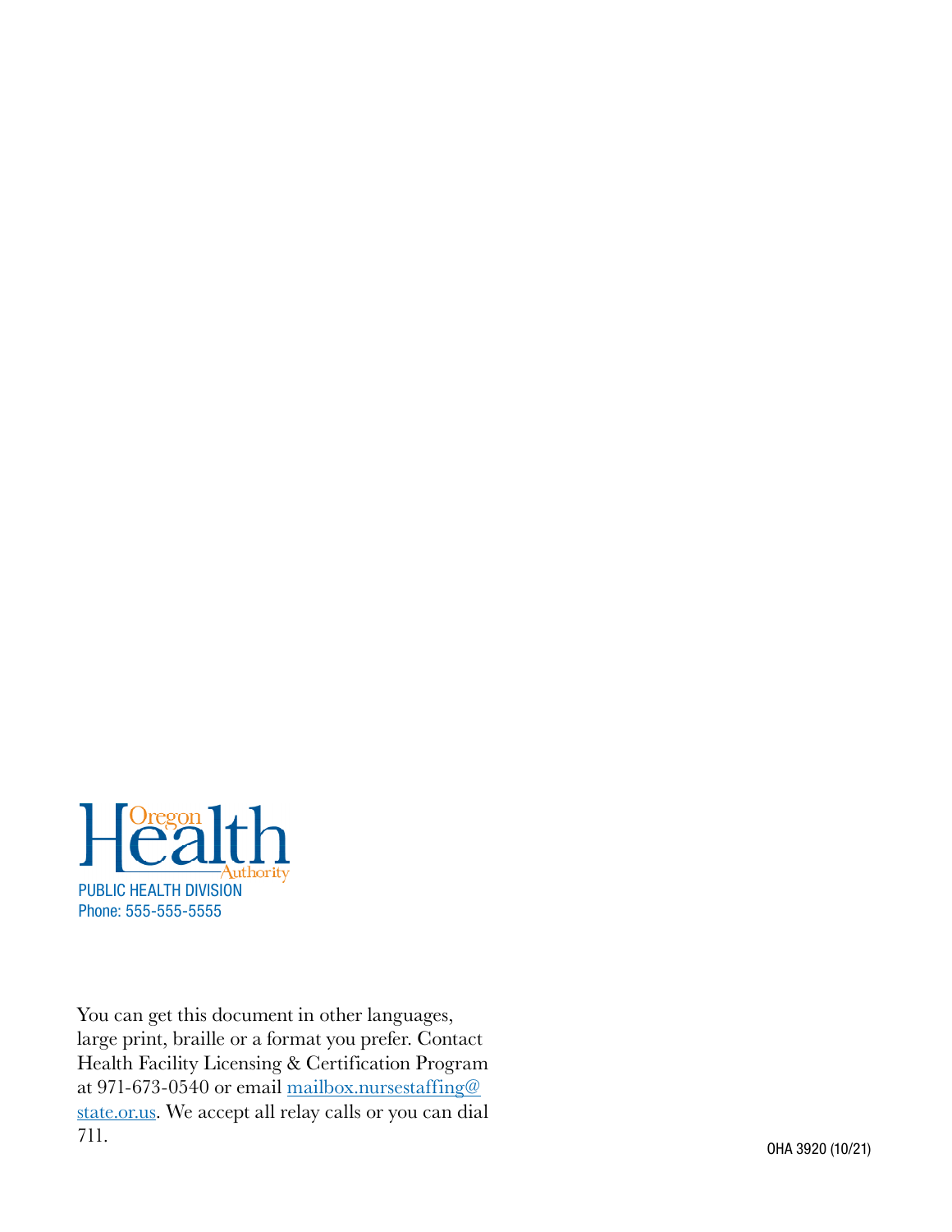Oregon Health Authority

PUBLIC HEALTH DIVISION
Phone: 555-555-5555

You can get this document in other languages, large print, braille or a format you prefer. Contact Health Facility Licensing & Certification Program at 971-673-0540 or email [mailbox.nursestaffing@state.or.us](mailto:mailbox.nursestaffing@state.or.us). We accept all relay calls or you can dial 711.

OHA 3920 (10/21)